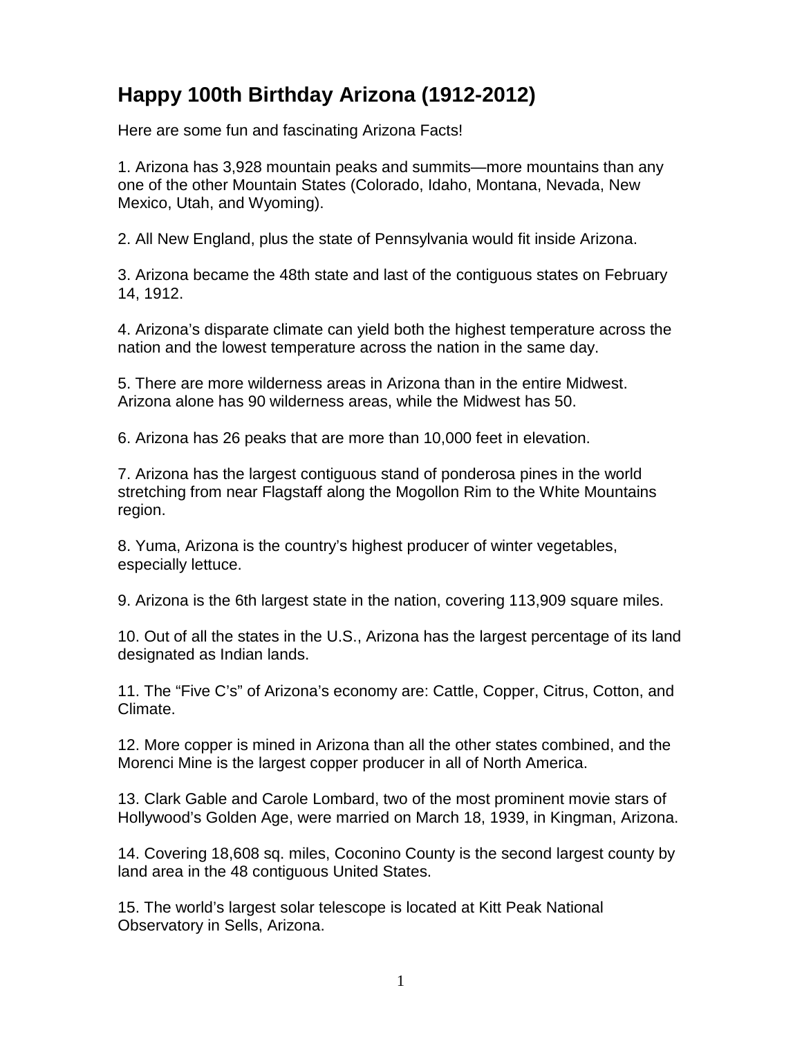# Happy 100th Birthday Arizona (1912-2012)

Here are some fun and fascinating Arizona Facts!

1. Arizona has 3,928 mountain peaks and summits—more mountains than any one of the other Mountain States (Colorado, Idaho, Montana, Nevada, New Mexico, Utah, and Wyoming).

2. All New England, plus the state of Pennsylvania would fit inside Arizona.

3. Arizona became the 48th state and last of the contiguous states on February 14, 1912.

4. Arizona's disparate climate can yield both the highest temperature across the nation and the lowest temperature across the nation in the same day.

5. There are more wilderness areas in Arizona than in the entire Midwest. Arizona alone has 90 wilderness areas, while the Midwest has 50.

6. Arizona has 26 peaks that are more than 10,000 feet in elevation.

7. Arizona has the largest contiguous stand of ponderosa pines in the world stretching from near Flagstaff along the Mogollon Rim to the White Mountains region.

8. Yuma, Arizona is the country's highest producer of winter vegetables, especially lettuce.

9. Arizona is the 6th largest state in the nation, covering 113,909 square miles.

10. Out of all the states in the U.S., Arizona has the largest percentage of its land designated as Indian lands.

11. The "Five C's" of Arizona's economy are: Cattle, Copper, Citrus, Cotton, and Climate.

12. More copper is mined in Arizona than all the other states combined, and the Morenci Mine is the largest copper producer in all of North America.

13. Clark Gable and Carole Lombard, two of the most prominent movie stars of Hollywood's Golden Age, were married on March 18, 1939, in Kingman, Arizona.

14. Covering 18,608 sq. miles, Coconino County is the second largest county by land area in the 48 contiguous United States.

15. The world's largest solar telescope is located at Kitt Peak National Observatory in Sells, Arizona.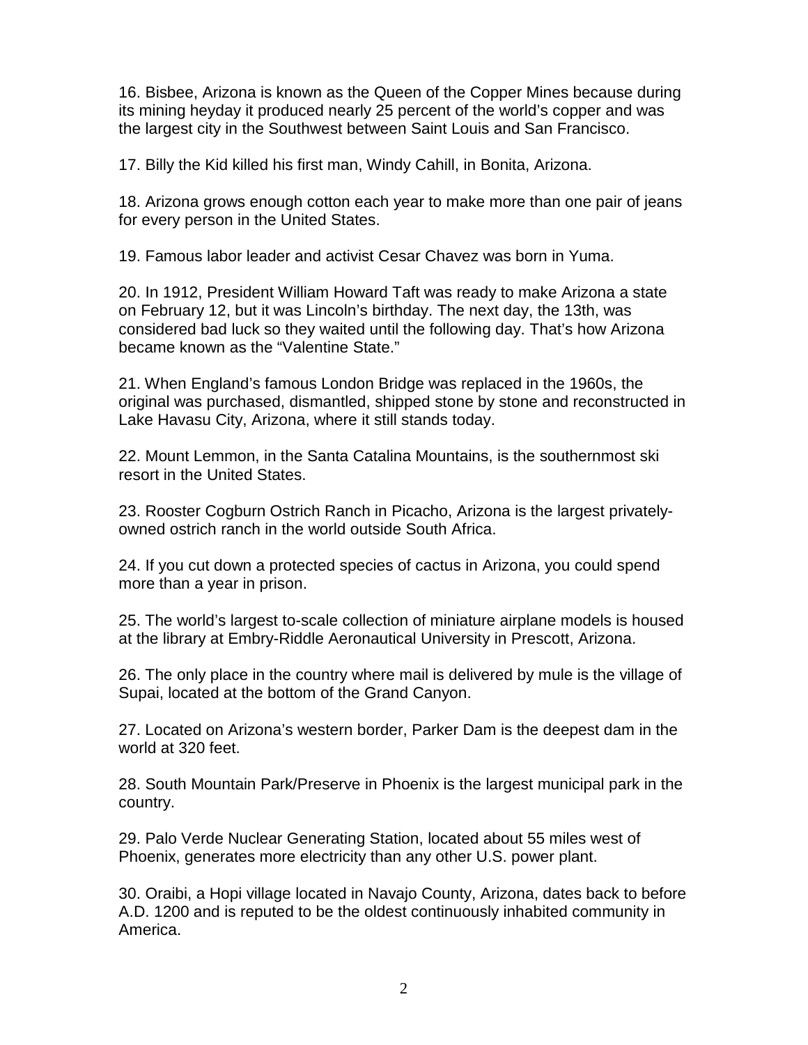16. Bisbee, Arizona is known as the Queen of the Copper Mines because during its mining heyday it produced nearly 25 percent of the world's copper and was the largest city in the Southwest between Saint Louis and San Francisco.

17. Billy the Kid killed his first man, Windy Cahill, in Bonita, Arizona.

18. Arizona grows enough cotton each year to make more than one pair of jeans for every person in the United States.

19. Famous labor leader and activist Cesar Chavez was born in Yuma.

20. In 1912, President William Howard Taft was ready to make Arizona a state on February 12, but it was Lincoln's birthday. The next day, the 13th, was considered bad luck so they waited until the following day. That's how Arizona became known as the "Valentine State."

21. When England's famous London Bridge was replaced in the 1960s, the original was purchased, dismantled, shipped stone by stone and reconstructed in Lake Havasu City, Arizona, where it still stands today.

22. Mount Lemmon, in the Santa Catalina Mountains, is the southernmost ski resort in the United States.

23. Rooster Cogburn Ostrich Ranch in Picacho, Arizona is the largest privately-owned ostrich ranch in the world outside South Africa.

24. If you cut down a protected species of cactus in Arizona, you could spend more than a year in prison.

25. The world's largest to-scale collection of miniature airplane models is housed at the library at Embry-Riddle Aeronautical University in Prescott, Arizona.

26. The only place in the country where mail is delivered by mule is the village of Supai, located at the bottom of the Grand Canyon.

27. Located on Arizona's western border, Parker Dam is the deepest dam in the world at 320 feet.

28. South Mountain Park/Preserve in Phoenix is the largest municipal park in the country.

29. Palo Verde Nuclear Generating Station, located about 55 miles west of Phoenix, generates more electricity than any other U.S. power plant.

30. Oraibi, a Hopi village located in Navajo County, Arizona, dates back to before A.D. 1200 and is reputed to be the oldest continuously inhabited community in America.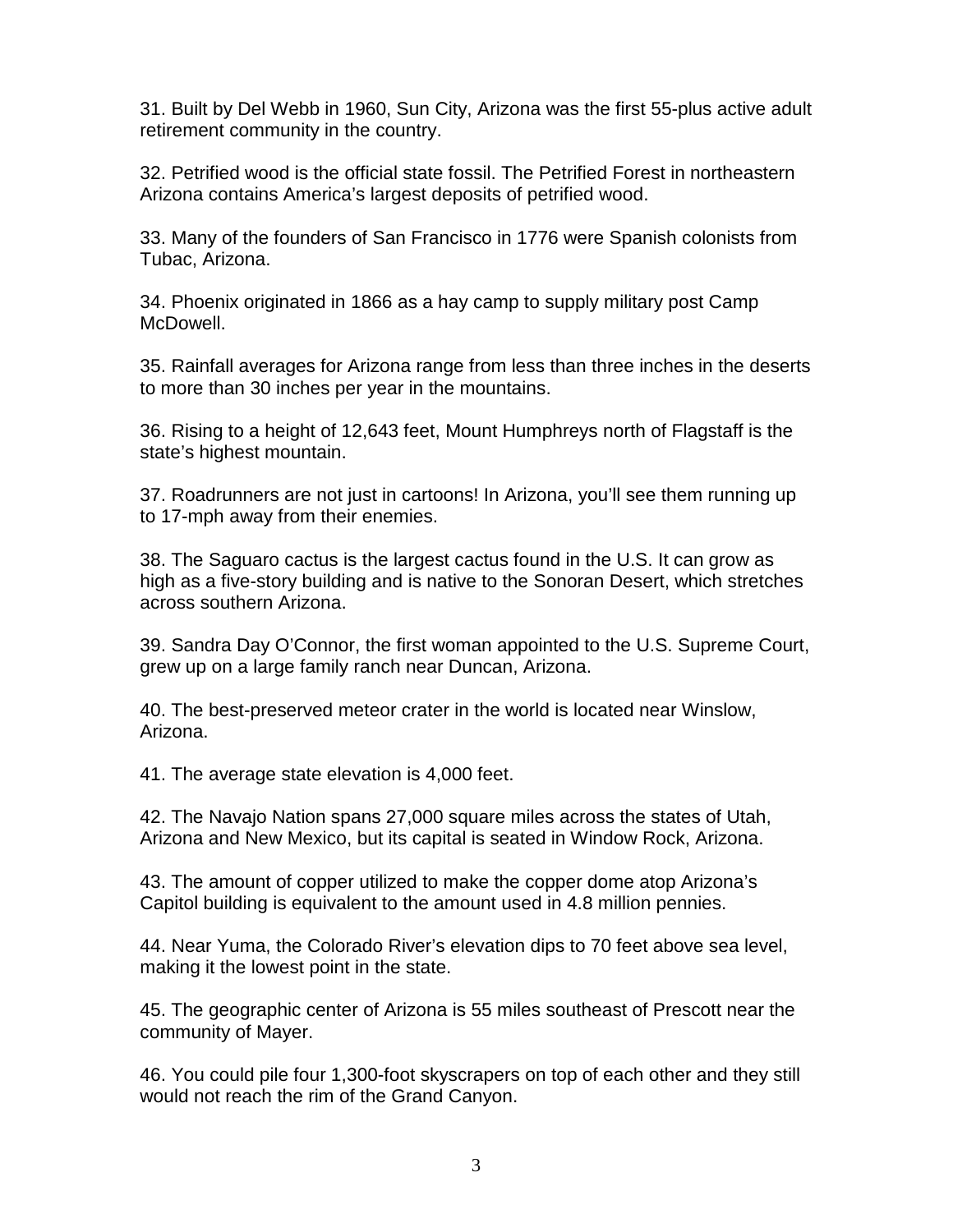31. Built by Del Webb in 1960, Sun City, Arizona was the first 55-plus active adult retirement community in the country.

32. Petrified wood is the official state fossil. The Petrified Forest in northeastern Arizona contains America's largest deposits of petrified wood.

33. Many of the founders of San Francisco in 1776 were Spanish colonists from Tubac, Arizona.

34. Phoenix originated in 1866 as a hay camp to supply military post Camp McDowell.

35. Rainfall averages for Arizona range from less than three inches in the deserts to more than 30 inches per year in the mountains.

36. Rising to a height of 12,643 feet, Mount Humphreys north of Flagstaff is the state's highest mountain.

37. Roadrunners are not just in cartoons! In Arizona, you'll see them running up to 17-mph away from their enemies.

38. The Saguaro cactus is the largest cactus found in the U.S. It can grow as high as a five-story building and is native to the Sonoran Desert, which stretches across southern Arizona.

39. Sandra Day O'Connor, the first woman appointed to the U.S. Supreme Court, grew up on a large family ranch near Duncan, Arizona.

40. The best-preserved meteor crater in the world is located near Winslow, Arizona.

41. The average state elevation is 4,000 feet.

42. The Navajo Nation spans 27,000 square miles across the states of Utah, Arizona and New Mexico, but its capital is seated in Window Rock, Arizona.

43. The amount of copper utilized to make the copper dome atop Arizona's Capitol building is equivalent to the amount used in 4.8 million pennies.

44. Near Yuma, the Colorado River's elevation dips to 70 feet above sea level, making it the lowest point in the state.

45. The geographic center of Arizona is 55 miles southeast of Prescott near the community of Mayer.

46. You could pile four 1,300-foot skyscrapers on top of each other and they still would not reach the rim of the Grand Canyon.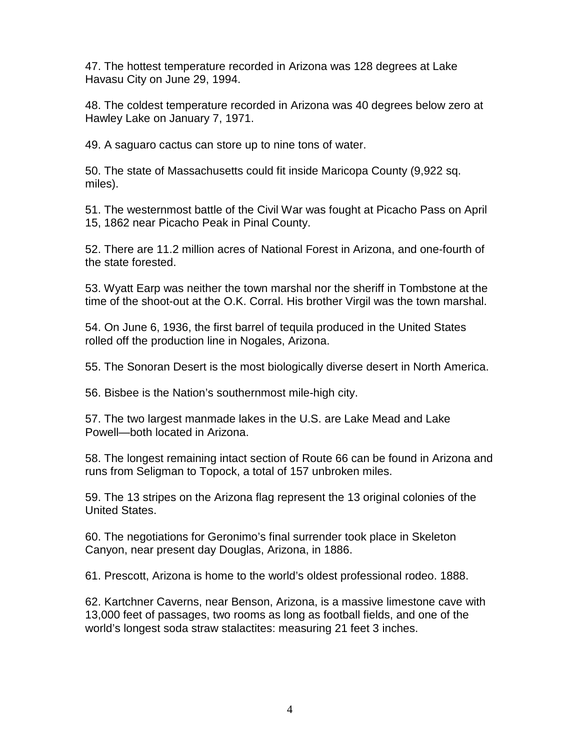47. The hottest temperature recorded in Arizona was 128 degrees at Lake Havasu City on June 29, 1994.

48. The coldest temperature recorded in Arizona was 40 degrees below zero at Hawley Lake on January 7, 1971.

49. A saguaro cactus can store up to nine tons of water.

50. The state of Massachusetts could fit inside Maricopa County (9,922 sq. miles).

51. The westernmost battle of the Civil War was fought at Picacho Pass on April 15, 1862 near Picacho Peak in Pinal County.

52. There are 11.2 million acres of National Forest in Arizona, and one-fourth of the state forested.

53. Wyatt Earp was neither the town marshal nor the sheriff in Tombstone at the time of the shoot-out at the O.K. Corral. His brother Virgil was the town marshal.

54. On June 6, 1936, the first barrel of tequila produced in the United States rolled off the production line in Nogales, Arizona.

55. The Sonoran Desert is the most biologically diverse desert in North America.

56. Bisbee is the Nation's southernmost mile-high city.

57. The two largest manmade lakes in the U.S. are Lake Mead and Lake Powell—both located in Arizona.

58. The longest remaining intact section of Route 66 can be found in Arizona and runs from Seligman to Topock, a total of 157 unbroken miles.

59. The 13 stripes on the Arizona flag represent the 13 original colonies of the United States.

60. The negotiations for Geronimo's final surrender took place in Skeleton Canyon, near present day Douglas, Arizona, in 1886.

61. Prescott, Arizona is home to the world's oldest professional rodeo. 1888.

62. Kartchner Caverns, near Benson, Arizona, is a massive limestone cave with 13,000 feet of passages, two rooms as long as football fields, and one of the world's longest soda straw stalactites: measuring 21 feet 3 inches.